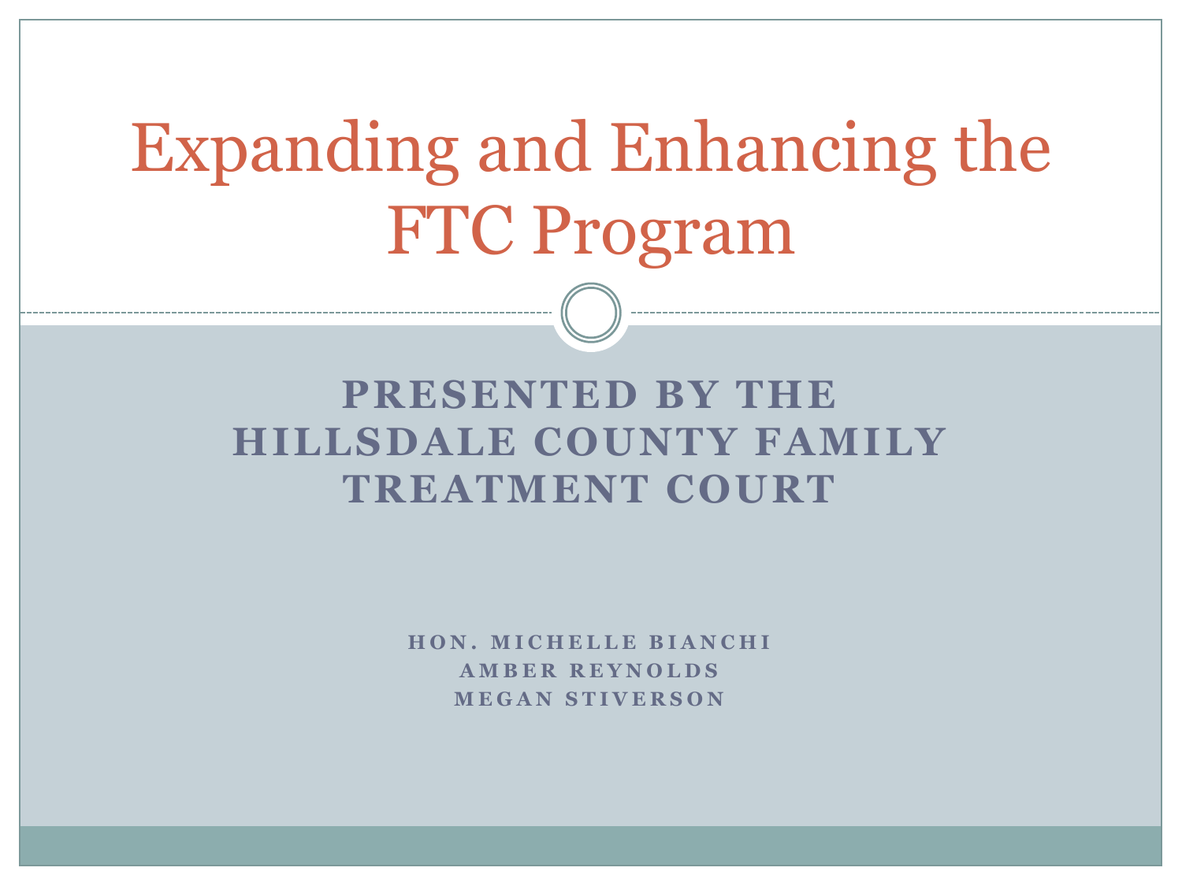# Expanding and Enhancing the FTC Program

## PRESENTED BY THE HILLSDALE COUNTY FAMILY TREATMENT COURT

HON. MICHELLE BIANCHI
AMBER REYNOLDS
MEGAN STIVERSON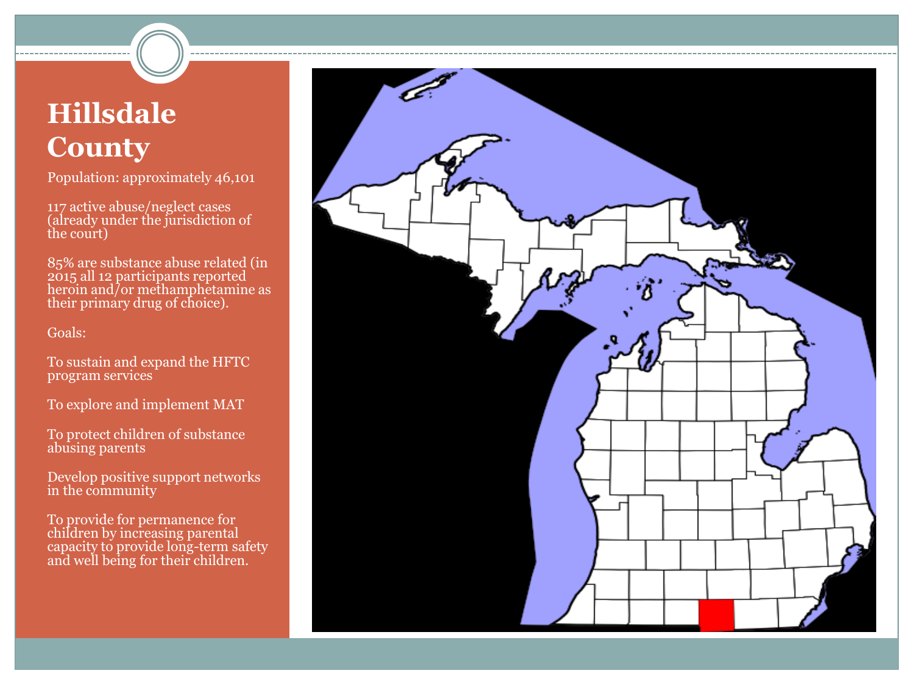# Hillsdale County

Population: approximately 46,101

117 active abuse/neglect cases (already under the jurisdiction of the court)

85% are substance abuse related (in 2015 all 12 participants reported heroin and/or methamphetamine as their primary drug of choice).

Goals:

To sustain and expand the HFTC program services

To explore and implement MAT

To protect children of substance abusing parents

Develop positive support networks in the community

To provide for permanence for children by increasing parental capacity to provide long-term safety and well being for their children.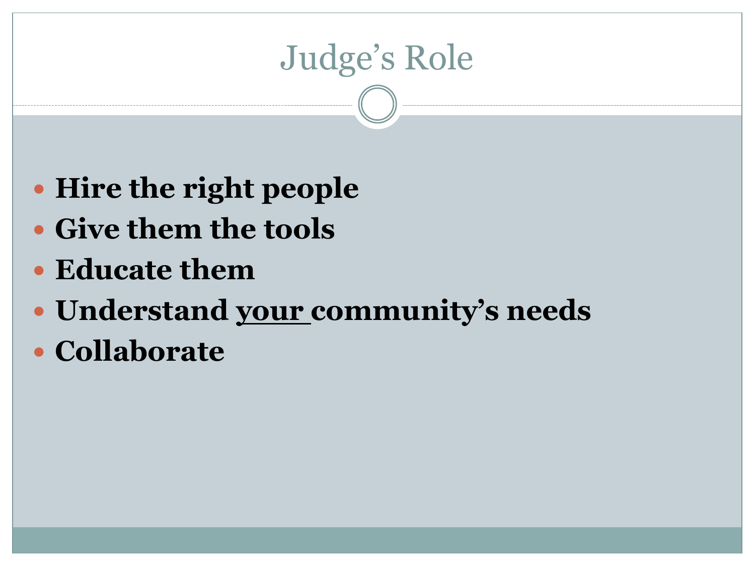# Judge's Role

- **Hire the right people**
- **Give them the tools**
- **Educate them**
- **Understand <u>your</u> community's needs**
- **Collaborate**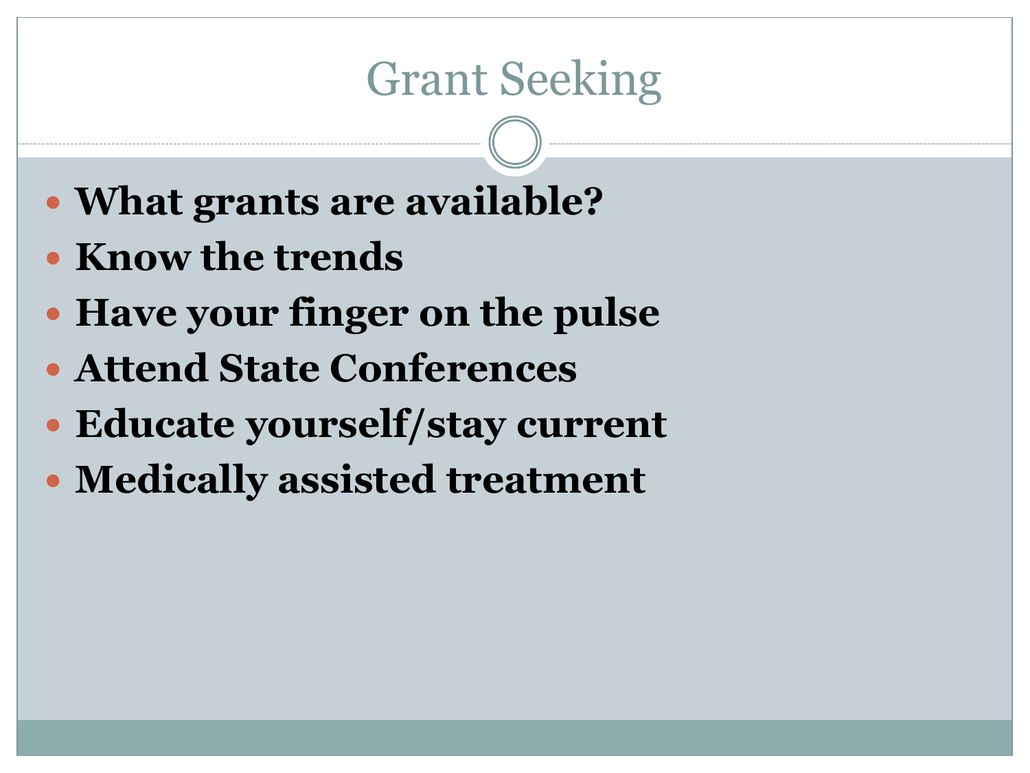# Grant Seeking

- **What grants are available?**
- **Know the trends**
- **Have your finger on the pulse**
- **Attend State Conferences**
- **Educate yourself/stay current**
- **Medically assisted treatment**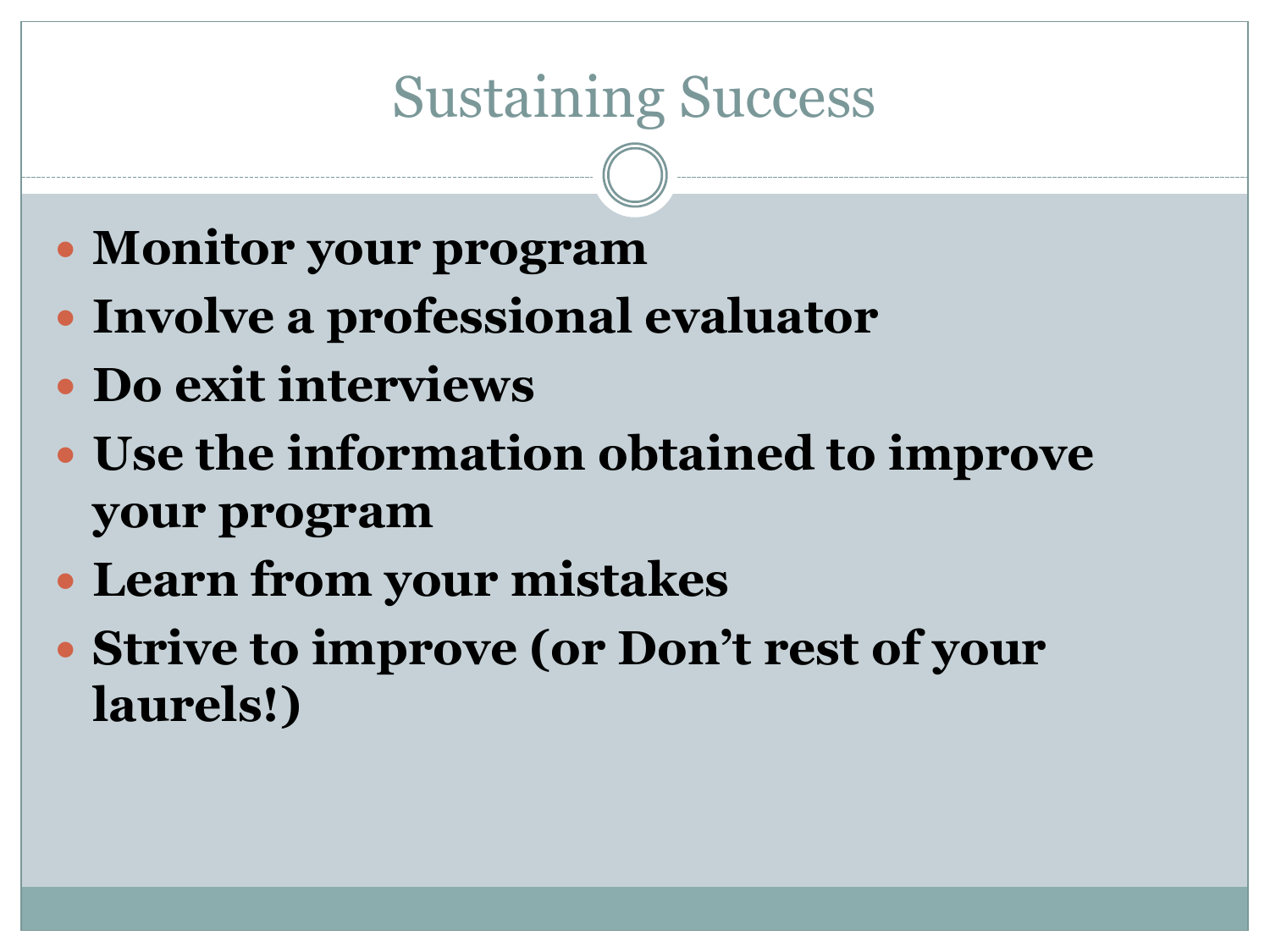# Sustaining Success

- **Monitor your program**
- **Involve a professional evaluator**
- **Do exit interviews**
- **Use the information obtained to improve your program**
- **Learn from your mistakes**
- **Strive to improve (or Don’t rest of your laurels!)**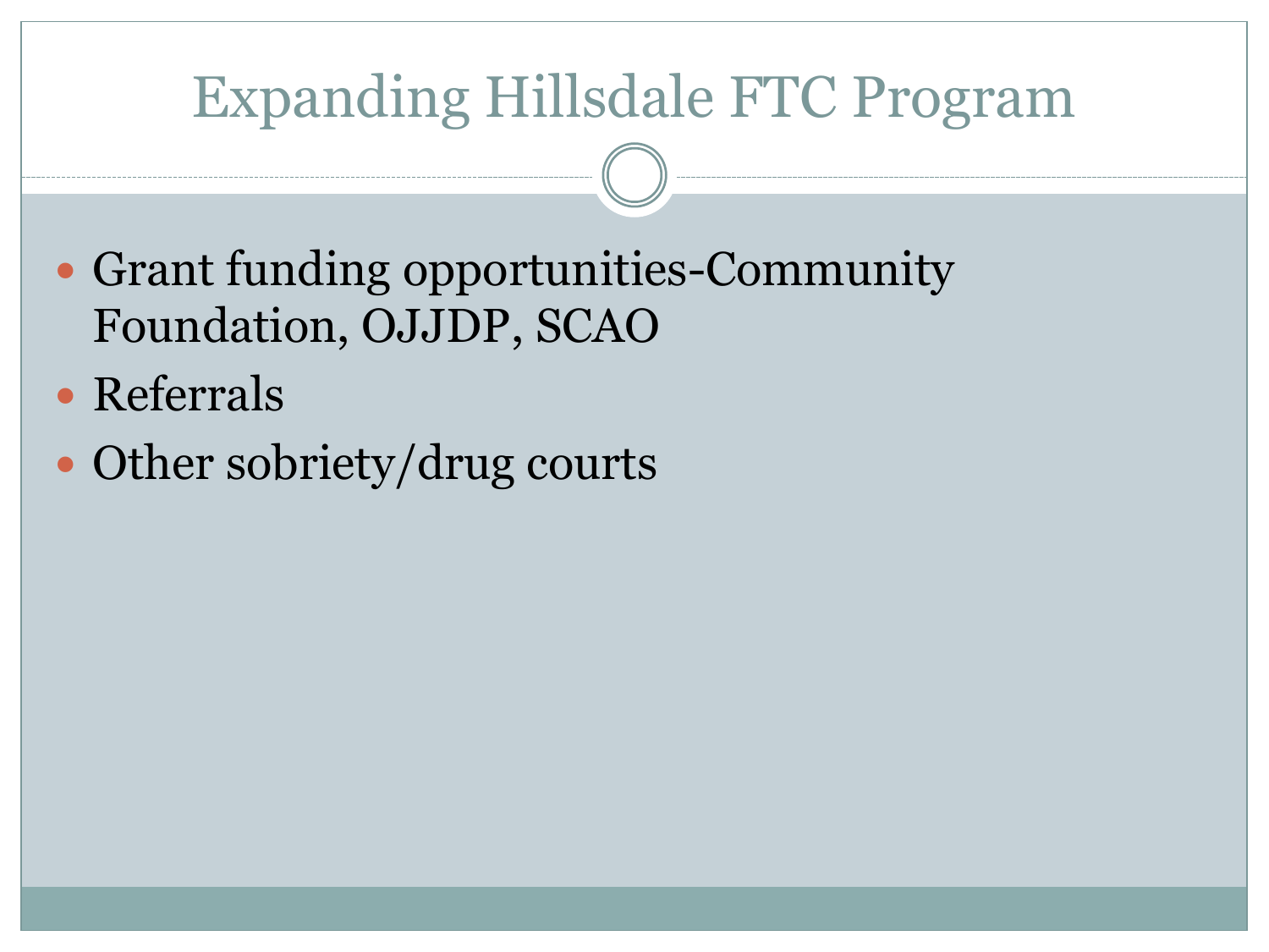# Expanding Hillsdale FTC Program

- Grant funding opportunities-Community Foundation, OJJDP, SCAO
- Referrals
- Other sobriety/drug courts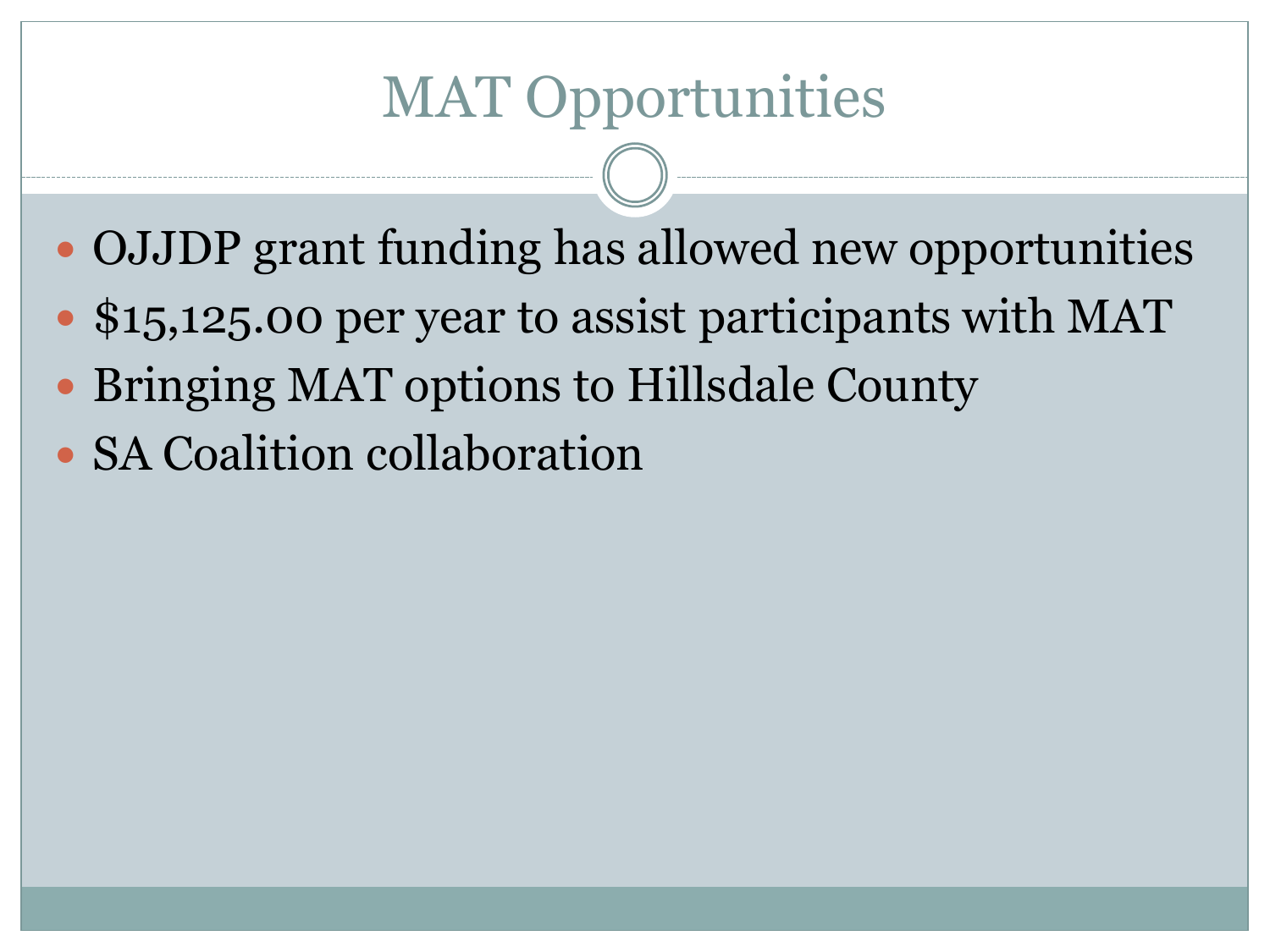# MAT Opportunities

- OJJDP grant funding has allowed new opportunities
- $15,125.00 per year to assist participants with MAT
- Bringing MAT options to Hillsdale County
- SA Coalition collaboration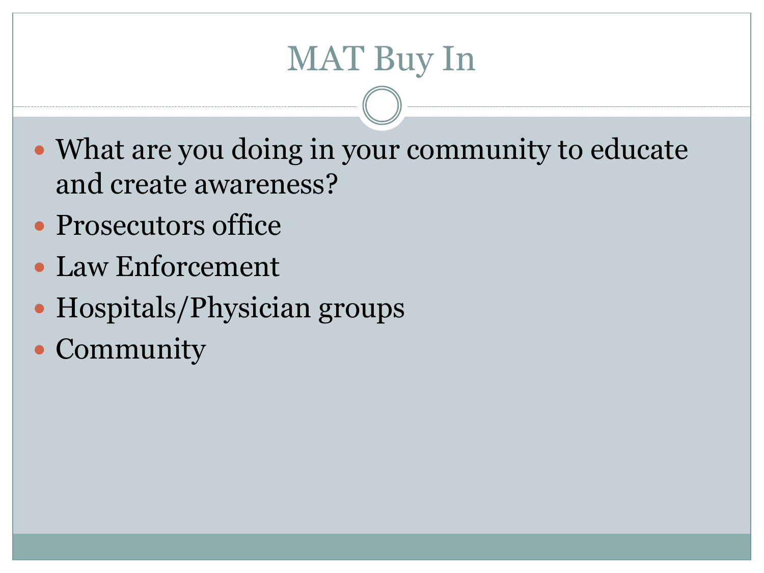# MAT Buy In

- What are you doing in your community to educate and create awareness?
- Prosecutors office
- Law Enforcement
- Hospitals/Physician groups
- Community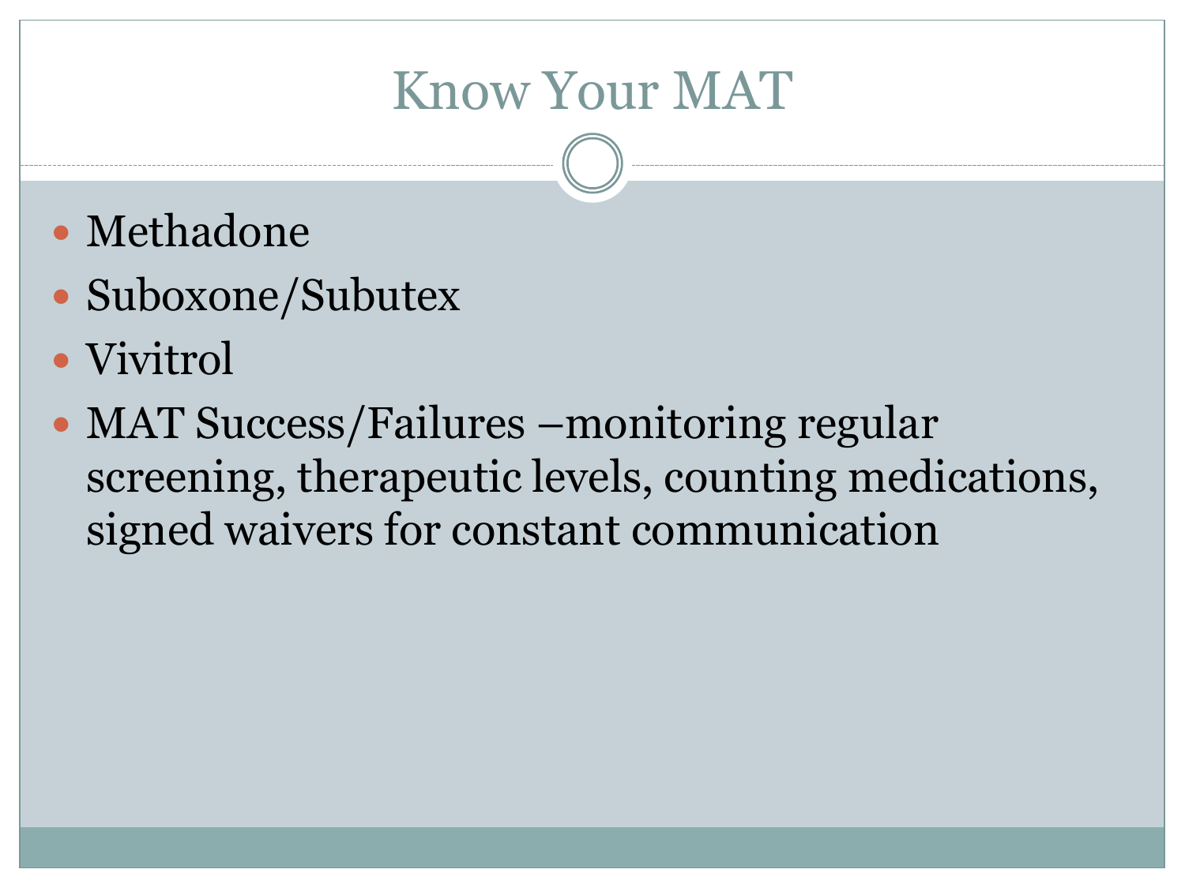# Know Your MAT

- Methadone
- Suboxone/Subutex
- Vivitrol
- MAT Success/Failures –monitoring regular screening, therapeutic levels, counting medications, signed waivers for constant communication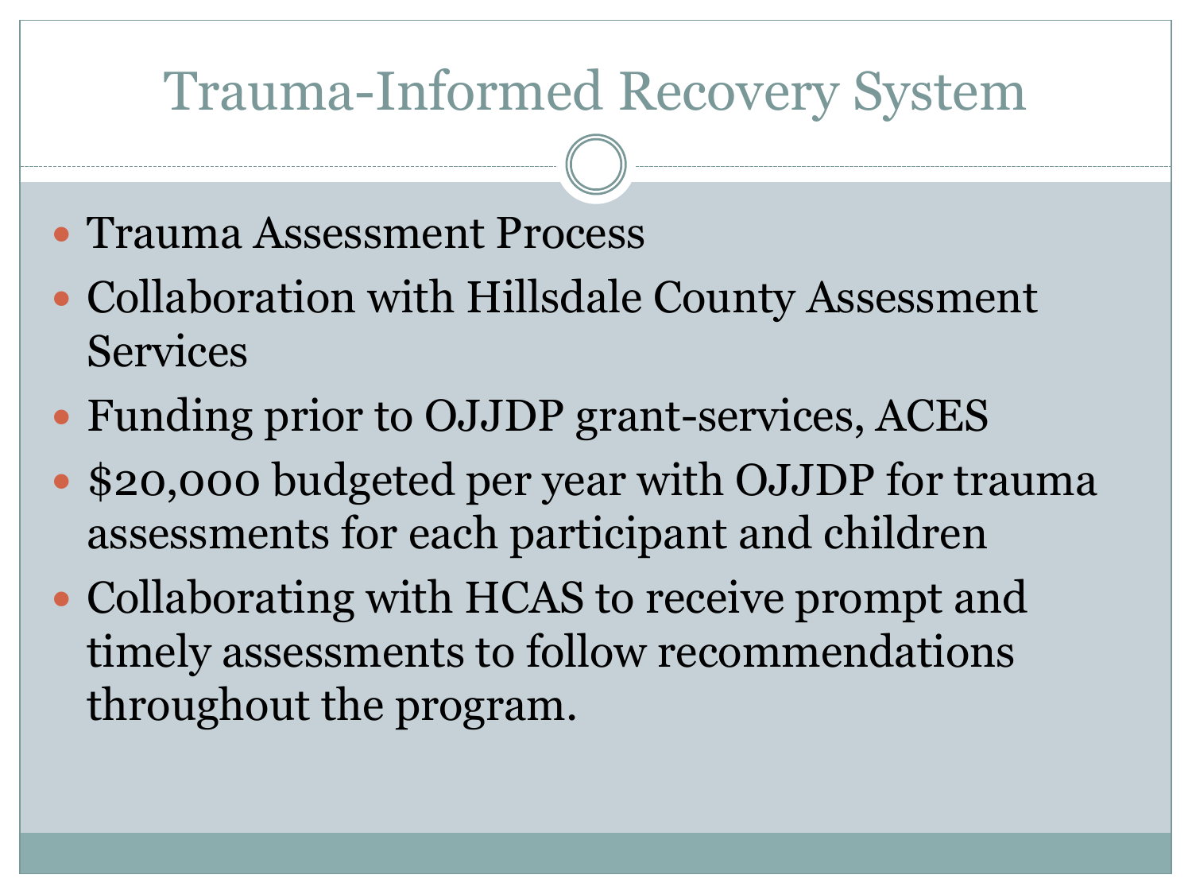# Trauma-Informed Recovery System

- Trauma Assessment Process
- Collaboration with Hillsdale County Assessment Services
- Funding prior to OJJDP grant-services, ACES
- $20,000 budgeted per year with OJJDP for trauma assessments for each participant and children
- Collaborating with HCAS to receive prompt and timely assessments to follow recommendations throughout the program.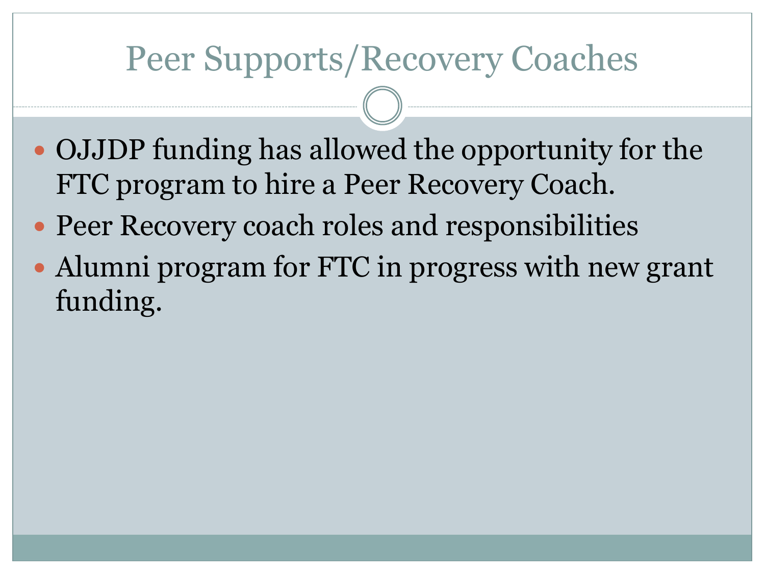# Peer Supports/Recovery Coaches

- OJJDP funding has allowed the opportunity for the FTC program to hire a Peer Recovery Coach.
- Peer Recovery coach roles and responsibilities
- Alumni program for FTC in progress with new grant funding.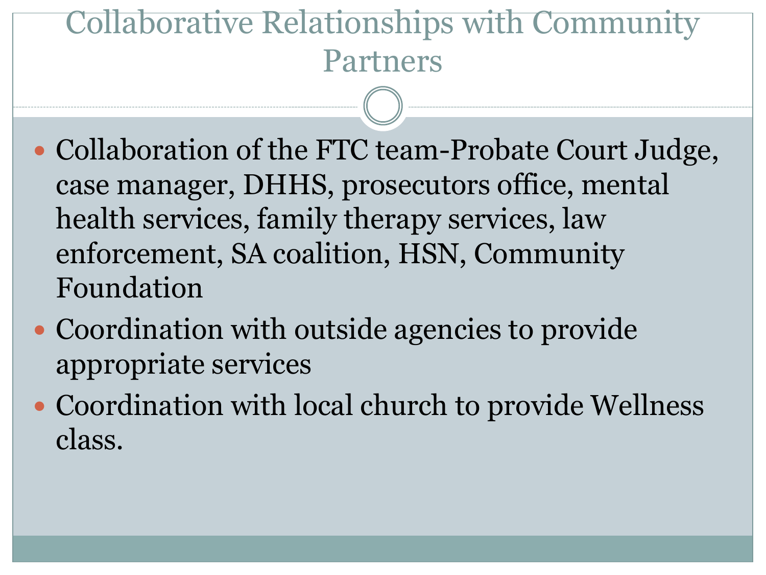# Collaborative Relationships with Community Partners

- Collaboration of the FTC team-Probate Court Judge, case manager, DHHS, prosecutors office, mental health services, family therapy services, law enforcement, SA coalition, HSN, Community Foundation
- Coordination with outside agencies to provide appropriate services
- Coordination with local church to provide Wellness class.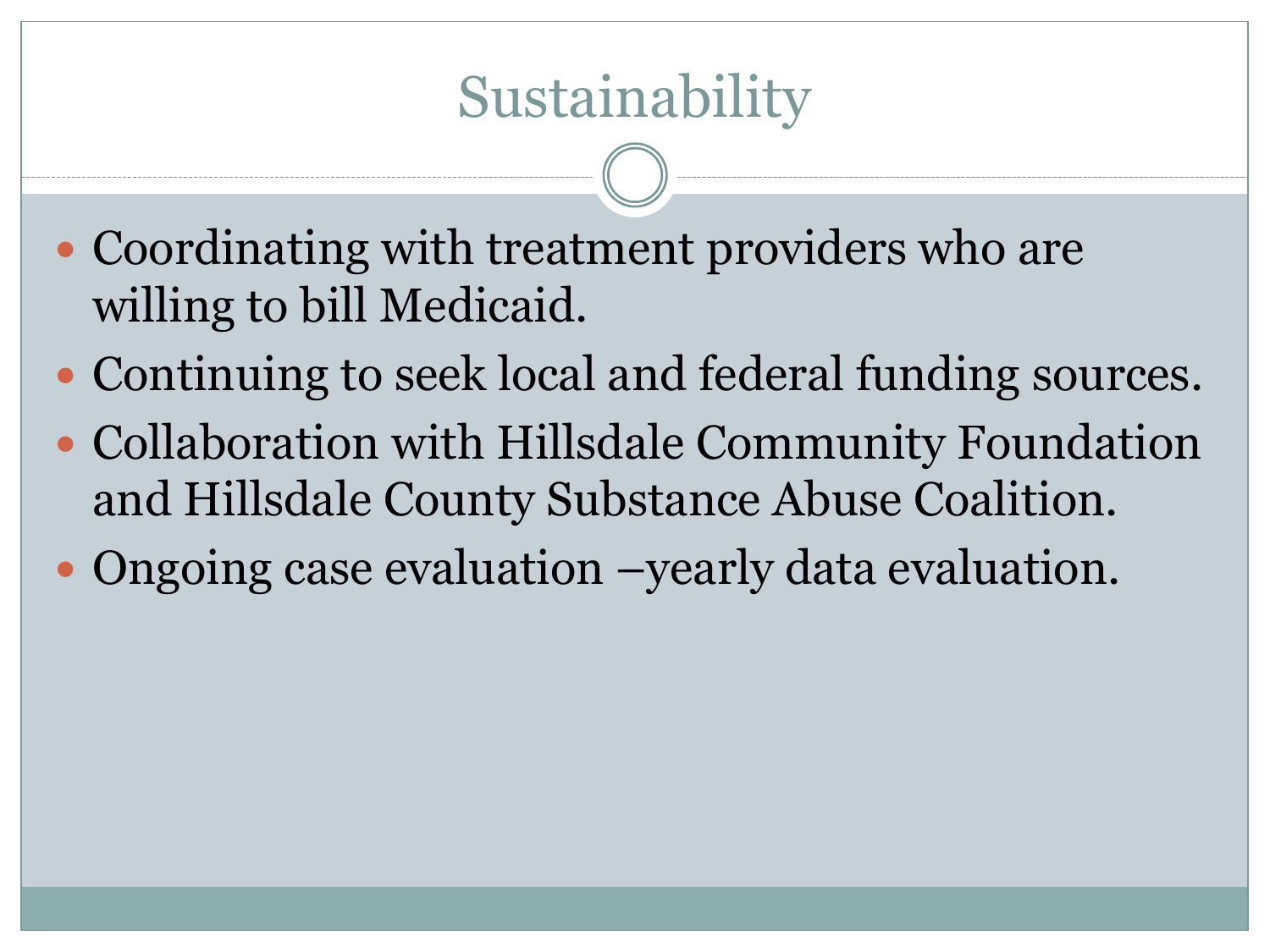# Sustainability

- Coordinating with treatment providers who are willing to bill Medicaid.
- Continuing to seek local and federal funding sources.
- Collaboration with Hillsdale Community Foundation and Hillsdale County Substance Abuse Coalition.
- Ongoing case evaluation –yearly data evaluation.